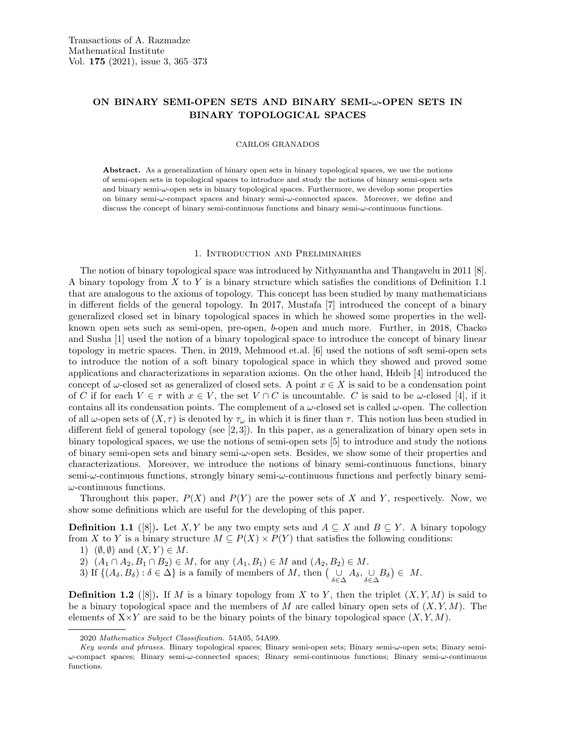# ON BINARY SEMI-OPEN SETS AND BINARY SEMI-$\omega$-OPEN SETS IN BINARY TOPOLOGICAL SPACES

CARLOS GRANADOS

**Abstract.** As a generalization of binary open sets in binary topological spaces, we use the notions of semi-open sets in topological spaces to introduce and study the notions of binary semi-open sets and binary semi-$\omega$-open sets in binary topological spaces. Furthermore, we develop some properties on binary semi-$\omega$-compact spaces and binary semi-$\omega$-connected spaces. Moreover, we define and discuss the concept of binary semi-continuous functions and binary semi-$\omega$-continuous functions.

## 1. Introduction and Preliminaries

The notion of binary topological space was introduced by Nithyanantha and Thangavelu in 2011 [8]. A binary topology from $X$ to $Y$ is a binary structure which satisfies the conditions of Definition 1.1 that are analogous to the axioms of topology. This concept has been studied by many mathematicians in different fields of the general topology. In 2017, Mustafa [7] introduced the concept of a binary generalized closed set in binary topological spaces in which he showed some properties in the well-known open sets such as semi-open, pre-open, $b$-open and much more. Further, in 2018, Chacko and Susha [1] used the notion of a binary topological space to introduce the concept of binary linear topology in metric spaces. Then, in 2019, Mehmood et.al. [6] used the notions of soft semi-open sets to introduce the notion of a soft binary topological space in which they showed and proved some applications and characterizations in separation axioms. On the other hand, Hdeib [4] introduced the concept of $\omega$-closed set as generalized of closed sets. A point $x \in X$ is said to be a condensation point of $C$ if for each $V \in \tau$ with $x \in V$, the set $V \cap C$ is uncountable. $C$ is said to be $\omega$-closed [4], if it contains all its condensation points. The complement of a $\omega$-closed set is called $\omega$-open. The collection of all $\omega$-open sets of $(X, \tau)$ is denoted by $\tau_\omega$ in which it is finer than $\tau$. This notion has been studied in different field of general topology (see [2,3]). In this paper, as a generalization of binary open sets in binary topological spaces, we use the notions of semi-open sets [5] to introduce and study the notions of binary semi-open sets and binary semi-$\omega$-open sets. Besides, we show some of their properties and characterizations. Moreover, we introduce the notions of binary semi-continuous functions, binary semi-$\omega$-continuous functions, strongly binary semi-$\omega$-continuous functions and perfectly binary semi-$\omega$-continuous functions.

Throughout this paper, $P(X)$ and $P(Y)$ are the power sets of $X$ and $Y$, respectively. Now, we show some definitions which are useful for the developing of this paper.

**Definition 1.1** ([8])**.** Let $X, Y$ be any two empty sets and $A \subseteq X$ and $B \subseteq Y$. A binary topology from $X$ to $Y$ is a binary structure $M \subseteq P(X) \times P(Y)$ that satisfies the following conditions:

1) $(\emptyset, \emptyset)$ and $(X, Y) \in M$.
2) $(A_1 \cap A_2, B_1 \cap B_2) \in M$, for any $(A_1, B_1) \in M$ and $(A_2, B_2) \in M$.
3) If $\{(A_\delta, B_\delta) : \delta \in \Delta\}$ is a family of members of $M$, then $\big(\bigcup_{\delta\in\Delta} A_\delta, \bigcup_{\delta\in\Delta} B_\delta\big) \in M$.

**Definition 1.2** ([8])**.** If $M$ is a binary topology from $X$ to $Y$, then the triplet $(X, Y, M)$ is said to be a binary topological space and the members of $M$ are called binary open sets of $(X, Y, M)$. The elements of $X \times Y$ are said to be the binary points of the binary topological space $(X, Y, M)$.

2020 *Mathematics Subject Classification.* 54A05, 54A99.

*Key words and phrases.* Binary topological spaces; Binary semi-open sets; Binary semi-$\omega$-open sets; Binary semi-$\omega$-compact spaces; Binary semi-$\omega$-connected spaces; Binary semi-continuous functions; Binary semi-$\omega$-continuous functions.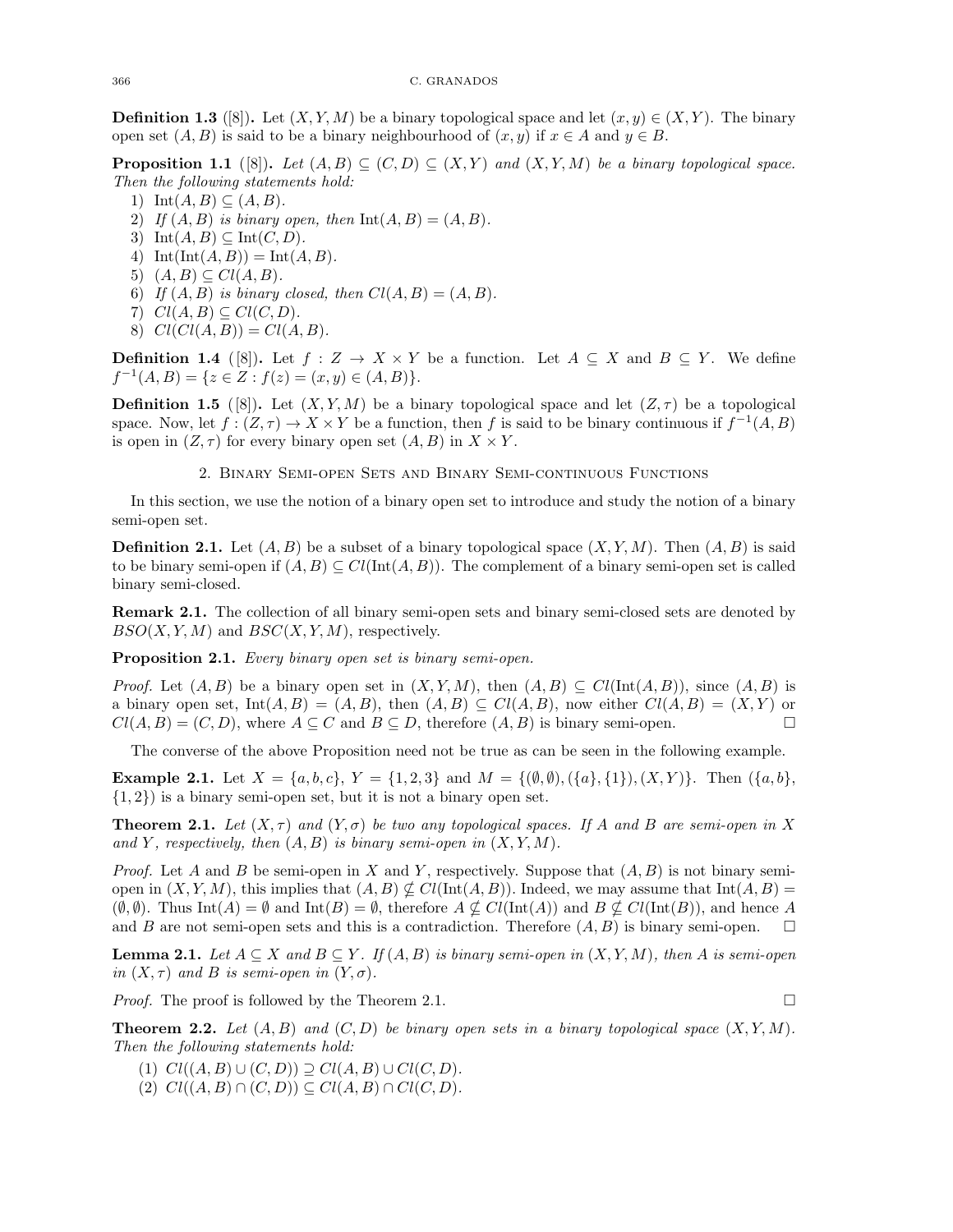**Definition 1.3** ([8])**.** Let $(X, Y, M)$ be a binary topological space and let $(x, y) \in (X, Y)$. The binary open set $(A, B)$ is said to be a binary neighbourhood of $(x, y)$ if $x \in A$ and $y \in B$.

**Proposition 1.1** ([8])**.** *Let $(A, B) \subseteq (C, D) \subseteq (X, Y)$ and $(X, Y, M)$ be a binary topological space. Then the following statements hold:*

1) $\text{Int}(A, B) \subseteq (A, B)$.
2) *If $(A, B)$ is binary open, then* $\text{Int}(A, B) = (A, B)$.
3) $\text{Int}(A, B) \subseteq \text{Int}(C, D)$.
4) $\text{Int}(\text{Int}(A, B)) = \text{Int}(A, B)$.
5) $(A, B) \subseteq Cl(A, B)$.
6) *If $(A, B)$ is binary closed, then* $Cl(A, B) = (A, B)$.
7) $Cl(A, B) \subseteq Cl(C, D)$.
8) $Cl(Cl(A, B)) = Cl(A, B)$.

**Definition 1.4** ([8])**.** Let $f : Z \to X \times Y$ be a function. Let $A \subseteq X$ and $B \subseteq Y$. We define $f^{-1}(A, B) = \{z \in Z : f(z) = (x, y) \in (A, B)\}$.

**Definition 1.5** ([8])**.** Let $(X, Y, M)$ be a binary topological space and let $(Z, \tau)$ be a topological space. Now, let $f : (Z, \tau) \to X \times Y$ be a function, then $f$ is said to be binary continuous if $f^{-1}(A, B)$ is open in $(Z, \tau)$ for every binary open set $(A, B)$ in $X \times Y$.

## 2. Binary Semi-open Sets and Binary Semi-continuous Functions

In this section, we use the notion of a binary open set to introduce and study the notion of a binary semi-open set.

**Definition 2.1.** Let $(A, B)$ be a subset of a binary topological space $(X, Y, M)$. Then $(A, B)$ is said to be binary semi-open if $(A, B) \subseteq Cl(\text{Int}(A, B))$. The complement of a binary semi-open set is called binary semi-closed.

**Remark 2.1.** The collection of all binary semi-open sets and binary semi-closed sets are denoted by $BSO(X, Y, M)$ and $BSC(X, Y, M)$, respectively.

**Proposition 2.1.** *Every binary open set is binary semi-open.*

*Proof.* Let $(A, B)$ be a binary open set in $(X, Y, M)$, then $(A, B) \subseteq Cl(\text{Int}(A, B))$, since $(A, B)$ is a binary open set, $\text{Int}(A, B) = (A, B)$, then $(A, B) \subseteq Cl(A, B)$, now either $Cl(A, B) = (X, Y)$ or $Cl(A, B) = (C, D)$, where $A \subseteq C$ and $B \subseteq D$, therefore $(A, B)$ is binary semi-open. $\square$

The converse of the above Proposition need not be true as can be seen in the following example.

**Example 2.1.** Let $X = \{a, b, c\}$, $Y = \{1, 2, 3\}$ and $M = \{(\emptyset, \emptyset), (\{a\}, \{1\}), (X, Y)\}$. Then $(\{a, b\}, \{1, 2\})$ is a binary semi-open set, but it is not a binary open set.

**Theorem 2.1.** *Let $(X, \tau)$ and $(Y, \sigma)$ be two any topological spaces. If $A$ and $B$ are semi-open in $X$ and $Y$, respectively, then $(A, B)$ is binary semi-open in $(X, Y, M)$.*

*Proof.* Let $A$ and $B$ be semi-open in $X$ and $Y$, respectively. Suppose that $(A, B)$ is not binary semi-open in $(X, Y, M)$, this implies that $(A, B) \nsubseteq Cl(\text{Int}(A, B))$. Indeed, we may assume that $\text{Int}(A, B) = (\emptyset, \emptyset)$. Thus $\text{Int}(A) = \emptyset$ and $\text{Int}(B) = \emptyset$, therefore $A \nsubseteq Cl(\text{Int}(A))$ and $B \nsubseteq Cl(\text{Int}(B))$, and hence $A$ and $B$ are not semi-open sets and this is a contradiction. Therefore $(A, B)$ is binary semi-open. $\square$

**Lemma 2.1.** *Let $A \subseteq X$ and $B \subseteq Y$. If $(A, B)$ is binary semi-open in $(X, Y, M)$, then $A$ is semi-open in $(X, \tau)$ and $B$ is semi-open in $(Y, \sigma)$.*

*Proof.* The proof is followed by the Theorem 2.1. $\square$

**Theorem 2.2.** *Let $(A, B)$ and $(C, D)$ be binary open sets in a binary topological space $(X, Y, M)$. Then the following statements hold:*

(1) $Cl((A, B) \cup (C, D)) \supseteq Cl(A, B) \cup Cl(C, D)$.
(2) $Cl((A, B) \cap (C, D)) \subseteq Cl(A, B) \cap Cl(C, D)$.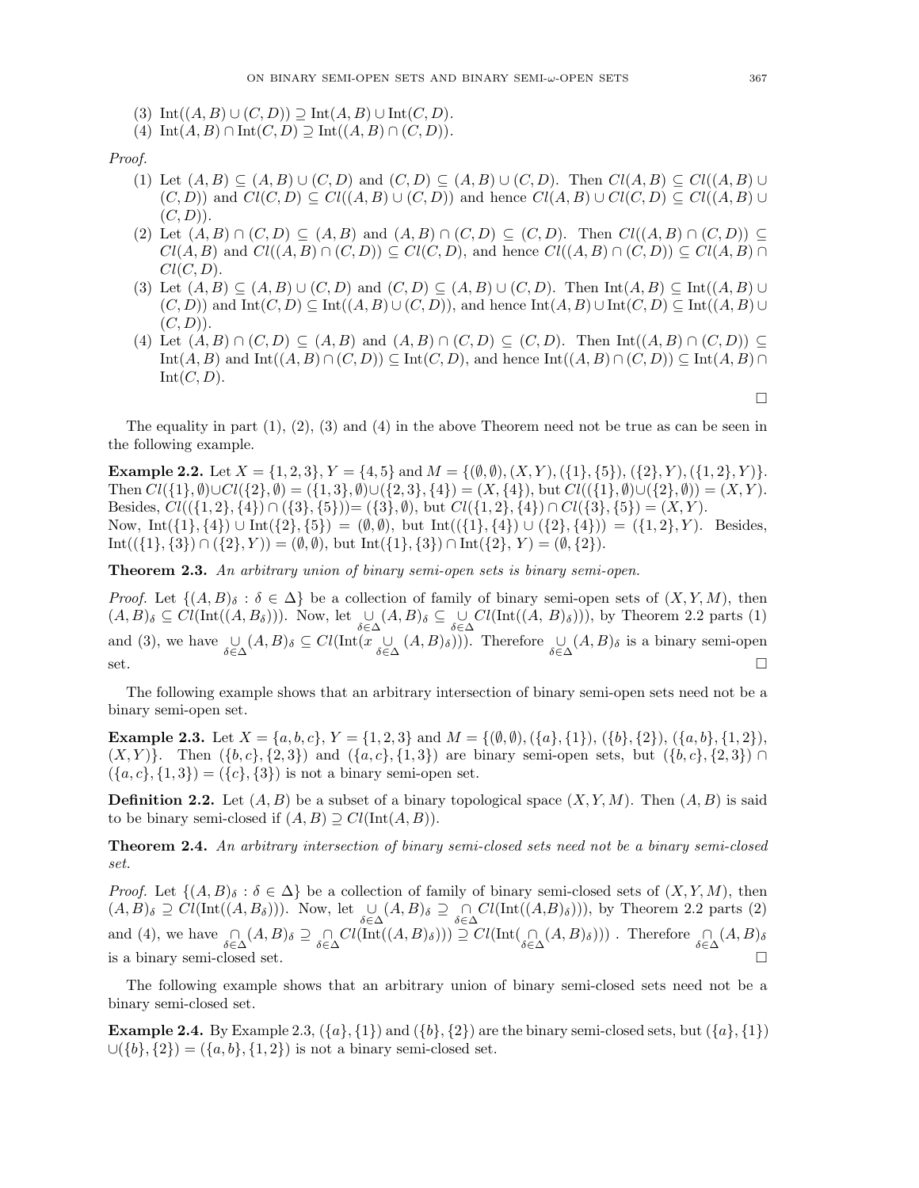(3) $\text{Int}((A, B) \cup (C, D)) \supseteq \text{Int}(A, B) \cup \text{Int}(C, D)$.
(4) $\text{Int}(A, B) \cap \text{Int}(C, D) \supseteq \text{Int}((A, B) \cap (C, D))$.

*Proof.*

(1) Let $(A, B) \subseteq (A, B) \cup (C, D)$ and $(C, D) \subseteq (A, B) \cup (C, D)$. Then $Cl(A, B) \subseteq Cl((A, B) \cup (C, D))$ and $Cl(C, D) \subseteq Cl((A, B) \cup (C, D))$ and hence $Cl(A, B) \cup Cl(C, D) \subseteq Cl((A, B) \cup (C, D))$.
(2) Let $(A, B) \cap (C, D) \subseteq (A, B)$ and $(A, B) \cap (C, D) \subseteq (C, D)$. Then $Cl((A, B) \cap (C, D)) \subseteq Cl(A, B)$ and $Cl((A, B) \cap (C, D)) \subseteq Cl(C, D)$, and hence $Cl((A, B) \cap (C, D)) \subseteq Cl(A, B) \cap Cl(C, D)$.
(3) Let $(A, B) \subseteq (A, B) \cup (C, D)$ and $(C, D) \subseteq (A, B) \cup (C, D)$. Then $\text{Int}(A, B) \subseteq \text{Int}((A, B) \cup (C, D))$ and $\text{Int}(C, D) \subseteq \text{Int}((A, B) \cup (C, D))$, and hence $\text{Int}(A, B) \cup \text{Int}(C, D) \subseteq \text{Int}((A, B) \cup (C, D))$.
(4) Let $(A, B) \cap (C, D) \subseteq (A, B)$ and $(A, B) \cap (C, D) \subseteq (C, D)$. Then $\text{Int}((A, B) \cap (C, D)) \subseteq \text{Int}(A, B)$ and $\text{Int}((A, B) \cap (C, D)) \subseteq \text{Int}(C, D)$, and hence $\text{Int}((A, B) \cap (C, D)) \subseteq \text{Int}(A, B) \cap \text{Int}(C, D)$.

□

The equality in part (1), (2), (3) and (4) in the above Theorem need not be true as can be seen in the following example.

**Example 2.2.** Let $X = \{1, 2, 3\}$, $Y = \{4, 5\}$ and $M = \{(\emptyset, \emptyset), (X, Y), (\{1\}, \{5\}), (\{2\}, Y), (\{1, 2\}, Y)\}$. Then $Cl(\{1\}, \emptyset) \cup Cl(\{2\}, \emptyset) = (\{1, 3\}, \emptyset) \cup (\{2, 3\}, \{4\}) = (X, \{4\})$, but $Cl((\{1\}, \emptyset) \cup (\{2\}, \emptyset)) = (X, Y)$. Besides, $Cl((\{1, 2\}, \{4\}) \cap (\{3\}, \{5\})) = (\{3\}, \emptyset)$, but $Cl(\{1, 2\}, \{4\}) \cap Cl(\{3\}, \{5\}) = (X, Y)$.
Now, $\text{Int}(\{1\}, \{4\}) \cup \text{Int}(\{2\}, \{5\}) = (\emptyset, \emptyset)$, but $\text{Int}((\{1\}, \{4\}) \cup (\{2\}, \{4\})) = (\{1, 2\}, Y)$. Besides, $\text{Int}((\{1\}, \{3\}) \cap (\{2\}, Y)) = (\emptyset, \emptyset)$, but $\text{Int}(\{1\}, \{3\}) \cap \text{Int}(\{2\}, Y) = (\emptyset, \{2\})$.

**Theorem 2.3.** *An arbitrary union of binary semi-open sets is binary semi-open.*

*Proof.* Let $\{(A, B)_\delta : \delta \in \Delta\}$ be a collection of family of binary semi-open sets of $(X, Y, M)$, then $(A, B)_\delta \subseteq Cl(\text{Int}((A, B_\delta)))$. Now, let $\underset{\delta\in\Delta}{\cup}(A, B)_\delta \subseteq \underset{\delta\in\Delta}{\cup} Cl(\text{Int}((A, B)_\delta)))$, by Theorem 2.2 parts (1) and (3), we have $\underset{\delta\in\Delta}{\cup}(A, B)_\delta \subseteq Cl(\text{Int}(x \underset{\delta\in\Delta}{\cup} (A, B)_\delta)))$. Therefore $\underset{\delta\in\Delta}{\cup}(A, B)_\delta$ is a binary semi-open set. □

The following example shows that an arbitrary intersection of binary semi-open sets need not be a binary semi-open set.

**Example 2.3.** Let $X = \{a, b, c\}$, $Y = \{1, 2, 3\}$ and $M = \{(\emptyset, \emptyset), (\{a\}, \{1\}), (\{b\}, \{2\}), (\{a, b\}, \{1, 2\}), (X, Y)\}$. Then $(\{b, c\}, \{2, 3\})$ and $(\{a, c\}, \{1, 3\})$ are binary semi-open sets, but $(\{b, c\}, \{2, 3\}) \cap (\{a, c\}, \{1, 3\}) = (\{c\}, \{3\})$ is not a binary semi-open set.

**Definition 2.2.** Let $(A, B)$ be a subset of a binary topological space $(X, Y, M)$. Then $(A, B)$ is said to be binary semi-closed if $(A, B) \supseteq Cl(\text{Int}(A, B))$.

**Theorem 2.4.** *An arbitrary intersection of binary semi-closed sets need not be a binary semi-closed set.*

*Proof.* Let $\{(A, B)_\delta : \delta \in \Delta\}$ be a collection of family of binary semi-closed sets of $(X, Y, M)$, then $(A, B)_\delta \supseteq Cl(\text{Int}((A, B_\delta)))$. Now, let $\underset{\delta\in\Delta}{\cup}(A, B)_\delta \supseteq \underset{\delta\in\Delta}{\cap} Cl(\text{Int}((A,B)_\delta)))$, by Theorem 2.2 parts (2) and (4), we have $\underset{\delta\in\Delta}{\cap}(A, B)_\delta \supseteq \underset{\delta\in\Delta}{\cap} Cl(\text{Int}((A, B)_\delta))) \supseteq Cl(\text{Int}(\underset{\delta\in\Delta}{\cap}(A, B)_\delta)))$ . Therefore $\underset{\delta\in\Delta}{\cap}(A, B)_\delta$ is a binary semi-closed set. □

The following example shows that an arbitrary union of binary semi-closed sets need not be a binary semi-closed set.

**Example 2.4.** By Example 2.3, $(\{a\}, \{1\})$ and $(\{b\}, \{2\})$ are the binary semi-closed sets, but $(\{a\}, \{1\}) \cup (\{b\}, \{2\}) = (\{a, b\}, \{1, 2\})$ is not a binary semi-closed set.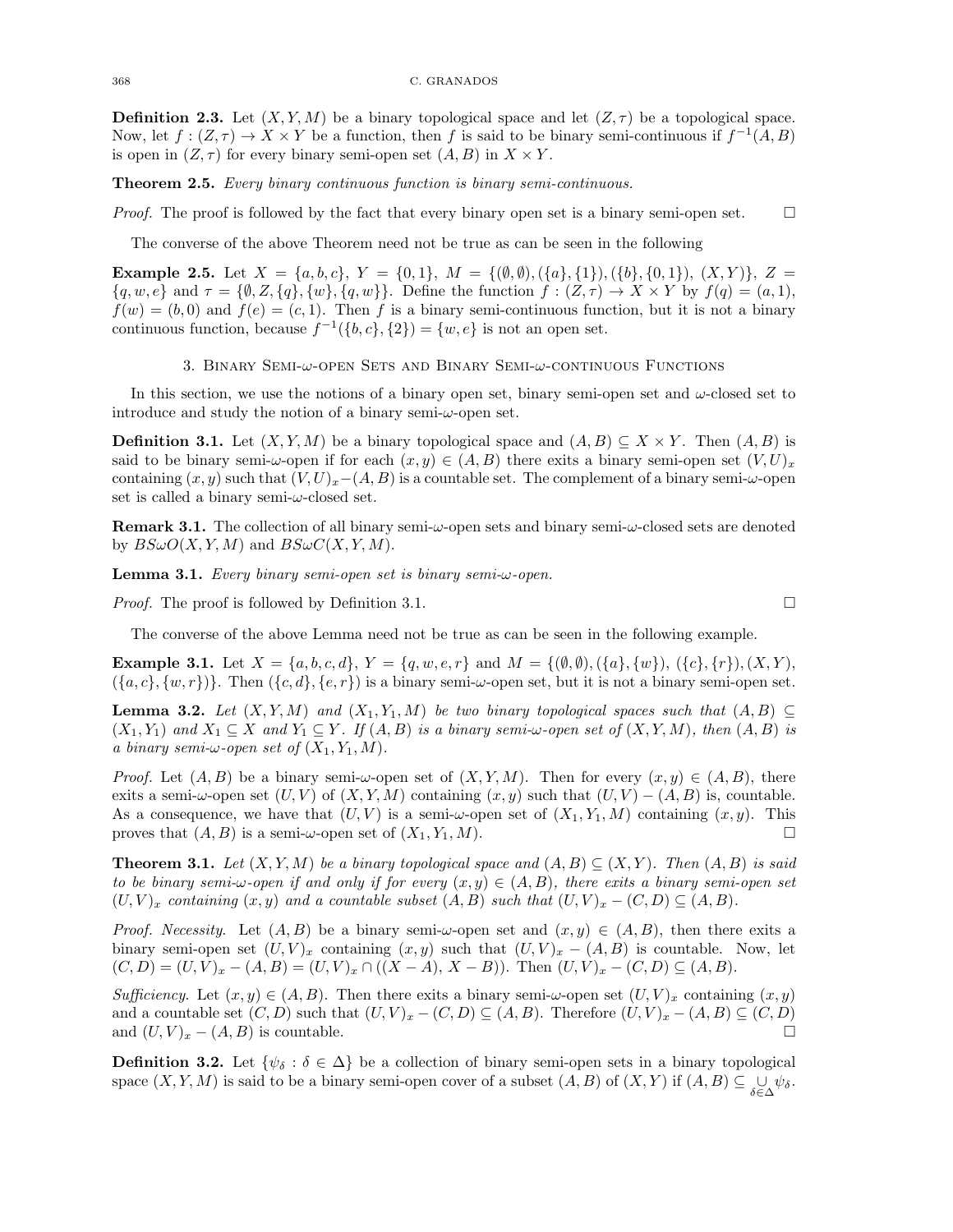**Definition 2.3.** Let $(X, Y, M)$ be a binary topological space and let $(Z, \tau)$ be a topological space. Now, let $f : (Z, \tau) \to X \times Y$ be a function, then $f$ is said to be binary semi-continuous if $f^{-1}(A, B)$ is open in $(Z, \tau)$ for every binary semi-open set $(A, B)$ in $X \times Y$.

**Theorem 2.5.** *Every binary continuous function is binary semi-continuous.*

*Proof.* The proof is followed by the fact that every binary open set is a binary semi-open set. □

The converse of the above Theorem need not be true as can be seen in the following

**Example 2.5.** Let $X = \{a, b, c\}$, $Y = \{0, 1\}$, $M = \{(\emptyset, \emptyset), (\{a\}, \{1\}), (\{b\}, \{0, 1\}), (X, Y)\}$, $Z = \{q, w, e\}$ and $\tau = \{\emptyset, Z, \{q\}, \{w\}, \{q, w\}\}$. Define the function $f : (Z, \tau) \to X \times Y$ by $f(q) = (a, 1)$, $f(w) = (b, 0)$ and $f(e) = (c, 1)$. Then $f$ is a binary semi-continuous function, but it is not a binary continuous function, because $f^{-1}(\{b, c\}, \{2\}) = \{w, e\}$ is not an open set.

## 3. Binary Semi-$\omega$-open Sets and Binary Semi-$\omega$-continuous Functions

In this section, we use the notions of a binary open set, binary semi-open set and $\omega$-closed set to introduce and study the notion of a binary semi-$\omega$-open set.

**Definition 3.1.** Let $(X, Y, M)$ be a binary topological space and $(A, B) \subseteq X \times Y$. Then $(A, B)$ is said to be binary semi-$\omega$-open if for each $(x, y) \in (A, B)$ there exits a binary semi-open set $(V, U)_x$ containing $(x, y)$ such that $(V, U)_x - (A, B)$ is a countable set. The complement of a binary semi-$\omega$-open set is called a binary semi-$\omega$-closed set.

**Remark 3.1.** The collection of all binary semi-$\omega$-open sets and binary semi-$\omega$-closed sets are denoted by $BS\omega O(X, Y, M)$ and $BS\omega C(X, Y, M)$.

**Lemma 3.1.** *Every binary semi-open set is binary semi-$\omega$-open.*

*Proof.* The proof is followed by Definition 3.1. □

The converse of the above Lemma need not be true as can be seen in the following example.

**Example 3.1.** Let $X = \{a, b, c, d\}$, $Y = \{q, w, e, r\}$ and $M = \{(\emptyset, \emptyset), (\{a\}, \{w\}), (\{c\}, \{r\}), (X, Y), (\{a, c\}, \{w, r\})\}$. Then $(\{c, d\}, \{e, r\})$ is a binary semi-$\omega$-open set, but it is not a binary semi-open set.

**Lemma 3.2.** *Let $(X, Y, M)$ and $(X_1, Y_1, M)$ be two binary topological spaces such that $(A, B) \subseteq (X_1, Y_1)$ and $X_1 \subseteq X$ and $Y_1 \subseteq Y$. If $(A, B)$ is a binary semi-$\omega$-open set of $(X, Y, M)$, then $(A, B)$ is a binary semi-$\omega$-open set of $(X_1, Y_1, M)$.*

*Proof.* Let $(A, B)$ be a binary semi-$\omega$-open set of $(X, Y, M)$. Then for every $(x, y) \in (A, B)$, there exits a semi-$\omega$-open set $(U, V)$ of $(X, Y, M)$ containing $(x, y)$ such that $(U, V) - (A, B)$ is, countable. As a consequence, we have that $(U, V)$ is a semi-$\omega$-open set of $(X_1, Y_1, M)$ containing $(x, y)$. This proves that $(A, B)$ is a semi-$\omega$-open set of $(X_1, Y_1, M)$. □

**Theorem 3.1.** *Let $(X, Y, M)$ be a binary topological space and $(A, B) \subseteq (X, Y)$. Then $(A, B)$ is said to be binary semi-$\omega$-open if and only if for every $(x, y) \in (A, B)$, there exits a binary semi-open set $(U, V)_x$ containing $(x, y)$ and a countable subset $(A, B)$ such that $(U, V)_x - (C, D) \subseteq (A, B)$.*

*Proof. Necessity.* Let $(A, B)$ be a binary semi-$\omega$-open set and $(x, y) \in (A, B)$, then there exits a binary semi-open set $(U, V)_x$ containing $(x, y)$ such that $(U, V)_x - (A, B)$ is countable. Now, let $(C, D) = (U, V)_x - (A, B) = (U, V)_x \cap ((X - A),\ X - B))$. Then $(U, V)_x - (C, D) \subseteq (A, B)$.

*Sufficiency.* Let $(x, y) \in (A, B)$. Then there exits a binary semi-$\omega$-open set $(U, V)_x$ containing $(x, y)$ and a countable set $(C, D)$ such that $(U, V)_x - (C, D) \subseteq (A, B)$. Therefore $(U, V)_x - (A, B) \subseteq (C, D)$ and $(U, V)_x - (A, B)$ is countable. □

**Definition 3.2.** Let $\{\psi_\delta : \delta \in \Delta\}$ be a collection of binary semi-open sets in a binary topological space $(X, Y, M)$ is said to be a binary semi-open cover of a subset $(A, B)$ of $(X, Y)$ if $(A, B) \subseteq \bigcup_{\delta \in \Delta} \psi_\delta$.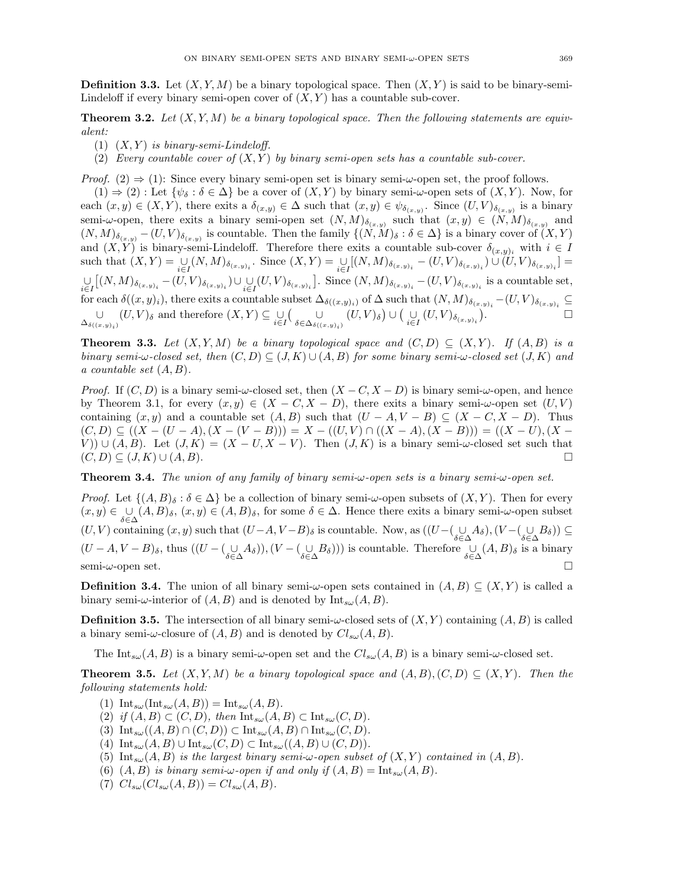**Definition 3.3.** Let $(X, Y, M)$ be a binary topological space. Then $(X, Y)$ is said to be binary-semi-Lindeloff if every binary semi-open cover of $(X, Y)$ has a countable sub-cover.

**Theorem 3.2.** *Let $(X, Y, M)$ be a binary topological space. Then the following statements are equivalent:*

1. *$(X, Y)$ is binary-semi-Lindeloff.*
2. *Every countable cover of $(X, Y)$ by binary semi-open sets has a countable sub-cover.*

*Proof.* $(2) \Rightarrow (1)$: Since every binary semi-open set is binary semi-$\omega$-open set, the proof follows.

$(1) \Rightarrow (2)$ : Let $\{\psi_\delta : \delta \in \Delta\}$ be a cover of $(X, Y)$ by binary semi-$\omega$-open sets of $(X, Y)$. Now, for each $(x, y) \in (X, Y)$, there exits a $\delta_{(x,y)} \in \Delta$ such that $(x, y) \in \psi_{\delta_{(x,y)}}$. Since $(U, V)_{\delta_{(x,y)}}$ is a binary semi-$\omega$-open, there exits a binary semi-open set $(N, M)_{\delta_{(x,y)}}$ such that $(x, y) \in (N, M)_{\delta_{(x,y)}}$ and $(N, M)_{\delta_{(x,y)}} - (U, V)_{\delta_{(x,y)}}$ is countable. Then the family $\{(N, M)_\delta : \delta \in \Delta\}$ is a binary cover of $(X, Y)$ and $(X, Y)$ is binary-semi-Lindeloff. Therefore there exits a countable sub-cover $\delta_{(x,y)_i}$ with $i \in I$ such that $(X, Y) = \underset{i \in I}{\cup} (N, M)_{\delta_{(x,y)_i}}$. Since $(X, Y) = \underset{i \in I}{\cup} [(N, M)_{\delta_{(x,y)_i}} - (U, V)_{\delta_{(x,y)_i}}) \cup (U, V)_{\delta_{(x,y)_i}}] = \underset{i \in I}{\cup} \big[(N, M)_{\delta_{(x,y)_i}} - (U, V)_{\delta_{(x,y)_i}}) \cup \underset{i \in I}{\cup} (U, V)_{\delta_{(x,y)_i}}\big]$. Since $(N, M)_{\delta_{(x,y)_i}} - (U, V)_{\delta_{(x,y)_i}}$ is a countable set, for each $\delta((x, y)_i)$, there exits a countable subset $\Delta_{\delta((x,y)_i)}$ of $\Delta$ such that $(N, M)_{\delta_{(x,y)_i}} - (U, V)_{\delta_{(x,y)_i}} \subseteq \underset{\Delta_{\delta((x,y)_i)}}{\cup} (U, V)_\delta$ and therefore $(X, Y) \subseteq \underset{i \in I}{\cup} \big( \underset{\delta \in \Delta_{\delta((x,y)_i)}}{\cup} (U, V)_\delta \big) \cup \big( \underset{i \in I}{\cup} (U, V)_{\delta_{(x,y)_i}} \big)$. $\square$

**Theorem 3.3.** *Let $(X, Y, M)$ be a binary topological space and $(C, D) \subseteq (X, Y)$. If $(A, B)$ is a binary semi-$\omega$-closed set, then $(C, D) \subseteq (J, K) \cup (A, B)$ for some binary semi-$\omega$-closed set $(J, K)$ and a countable set $(A, B)$.*

*Proof.* If $(C, D)$ is a binary semi-$\omega$-closed set, then $(X - C, X - D)$ is binary semi-$\omega$-open, and hence by Theorem 3.1, for every $(x, y) \in (X - C, X - D)$, there exists a binary semi-$\omega$-open set $(U, V)$ containing $(x, y)$ and a countable set $(A, B)$ such that $(U - A, V - B) \subseteq (X - C, X - D)$. Thus $(C, D) \subseteq ((X - (U - A), (X - (V - B))) = X - ((U, V) \cap ((X - A), (X - B))) = ((X - U), (X - V)) \cup (A, B)$. Let $(J, K) = (X - U, X - V)$. Then $(J, K)$ is a binary semi-$\omega$-closed set such that $(C, D) \subseteq (J, K) \cup (A, B)$. $\square$

**Theorem 3.4.** *The union of any family of binary semi-$\omega$-open sets is a binary semi-$\omega$-open set.*

*Proof.* Let $\{(A, B)_\delta : \delta \in \Delta\}$ be a collection of binary semi-$\omega$-open subsets of $(X, Y)$. Then for every $(x, y) \in \underset{\delta \in \Delta}{\cup} (A, B)_\delta$, $(x, y) \in (A, B)_\delta$, for some $\delta \in \Delta$. Hence there exits a binary semi-$\omega$-open subset $(U, V)$ containing $(x, y)$ such that $(U - A, V - B)_\delta$ is countable. Now, as $((U - (\underset{\delta \in \Delta}{\cup} A_\delta), (V - (\underset{\delta \in \Delta}{\cup} B_\delta)) \subseteq (U - A, V - B)_\delta$, thus $((U - (\underset{\delta \in \Delta}{\cup} A_\delta)), (V - (\underset{\delta \in \Delta}{\cup} B_\delta)))$ is countable. Therefore $\underset{\delta \in \Delta}{\cup} (A, B)_\delta$ is a binary semi-$\omega$-open set. $\square$

**Definition 3.4.** The union of all binary semi-$\omega$-open sets contained in $(A, B) \subseteq (X, Y)$ is called a binary semi-$\omega$-interior of $(A, B)$ and is denoted by $\mathrm{Int}_{s\omega}(A, B)$.

**Definition 3.5.** The intersection of all binary semi-$\omega$-closed sets of $(X, Y)$ containing $(A, B)$ is called a binary semi-$\omega$-closure of $(A, B)$ and is denoted by $Cl_{s\omega}(A, B)$.

The $\mathrm{Int}_{s\omega}(A, B)$ is a binary semi-$\omega$-open set and the $Cl_{s\omega}(A, B)$ is a binary semi-$\omega$-closed set.

**Theorem 3.5.** *Let $(X, Y, M)$ be a binary topological space and $(A, B), (C, D) \subseteq (X, Y)$. Then the following statements hold:*

1. $\mathrm{Int}_{s\omega}(\mathrm{Int}_{s\omega}(A, B)) = \mathrm{Int}_{s\omega}(A, B)$.
2. *if $(A, B) \subset (C, D)$, then $\mathrm{Int}_{s\omega}(A, B) \subset \mathrm{Int}_{s\omega}(C, D)$.*
3. $\mathrm{Int}_{s\omega}((A, B) \cap (C, D)) \subset \mathrm{Int}_{s\omega}(A, B) \cap \mathrm{Int}_{s\omega}(C, D)$.
4. $\mathrm{Int}_{s\omega}(A, B) \cup \mathrm{Int}_{s\omega}(C, D) \subset \mathrm{Int}_{s\omega}((A, B) \cup (C, D))$.
5. *$\mathrm{Int}_{s\omega}(A, B)$ is the largest binary semi-$\omega$-open subset of $(X, Y)$ contained in $(A, B)$.*
6. *$(A, B)$ is binary semi-$\omega$-open if and only if $(A, B) = \mathrm{Int}_{s\omega}(A, B)$.*
7. $Cl_{s\omega}(Cl_{s\omega}(A, B)) = Cl_{s\omega}(A, B)$.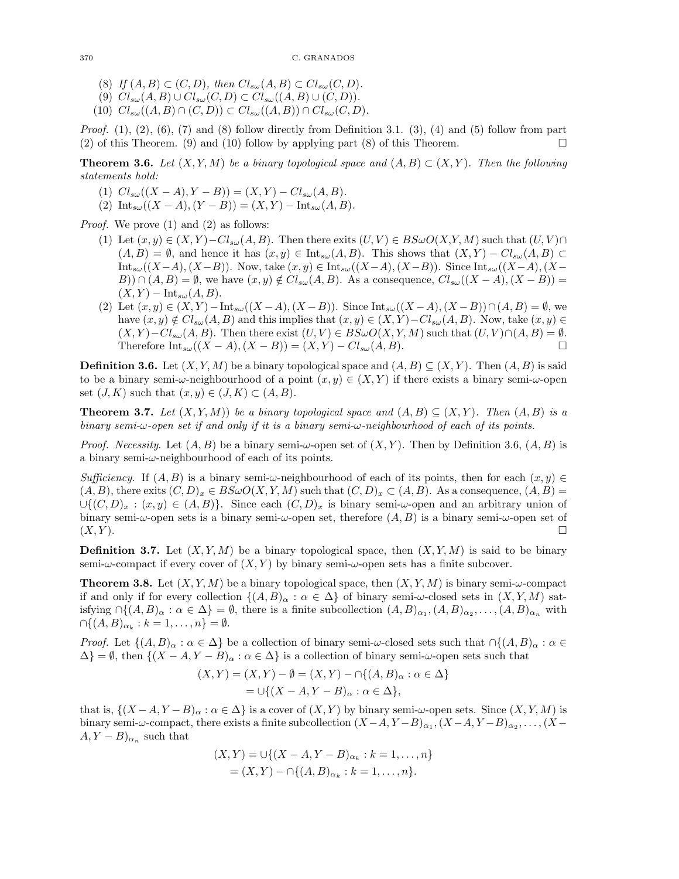(8) If $(A,B) \subset (C,D)$, then $Cl_{s\omega}(A,B) \subset Cl_{s\omega}(C,D)$.

(9) $Cl_{s\omega}(A,B) \cup Cl_{s\omega}(C,D) \subset Cl_{s\omega}((A,B) \cup (C,D))$.

(10) $Cl_{s\omega}((A,B) \cap (C,D)) \subset Cl_{s\omega}((A,B)) \cap Cl_{s\omega}(C,D)$.

*Proof.* (1), (2), (6), (7) and (8) follow directly from Definition 3.1. (3), (4) and (5) follow from part (2) of this Theorem. (9) and (10) follow by applying part (8) of this Theorem. □

**Theorem 3.6.** *Let $(X,Y,M)$ be a binary topological space and $(A,B) \subset (X,Y)$. Then the following statements hold:*

(1) $Cl_{s\omega}((X-A), Y-B)) = (X,Y) - Cl_{s\omega}(A,B)$.

(2) $\text{Int}_{s\omega}((X-A), (Y-B)) = (X,Y) - \text{Int}_{s\omega}(A,B)$.

*Proof.* We prove (1) and (2) as follows:

(1) Let $(x,y) \in (X,Y) - Cl_{s\omega}(A,B)$. Then there exits $(U,V) \in BS\omega O(X,Y,M)$ such that $(U,V) \cap (A,B) = \emptyset$, and hence it has $(x,y) \in \text{Int}_{s\omega}(A,B)$. This shows that $(X,Y) - Cl_{s\omega}(A,B) \subset \text{Int}_{s\omega}((X-A), (X-B))$. Now, take $(x,y) \in \text{Int}_{s\omega}((X-A), (X-B))$. Since $\text{Int}_{s\omega}((X-A), (X-B)) \cap (A,B) = \emptyset$, we have $(x,y) \notin Cl_{s\omega}(A,B)$. As a consequence, $Cl_{s\omega}((X-A), (X-B)) = (X,Y) - \text{Int}_{s\omega}(A,B)$.

(2) Let $(x,y) \in (X,Y) - \text{Int}_{s\omega}((X-A), (X-B))$. Since $\text{Int}_{s\omega}((X-A), (X-B)) \cap (A,B) = \emptyset$, we have $(x,y) \notin Cl_{s\omega}(A,B)$ and this implies that $(x,y) \in (X,Y) - Cl_{s\omega}(A,B)$. Now, take $(x,y) \in (X,Y) - Cl_{s\omega}(A,B)$. Then there exist $(U,V) \in BS\omega O(X,Y,M)$ such that $(U,V) \cap (A,B) = \emptyset$. Therefore $\text{Int}_{s\omega}((X-A), (X-B)) = (X,Y) - Cl_{s\omega}(A,B)$. □

**Definition 3.6.** Let $(X,Y,M)$ be a binary topological space and $(A,B) \subseteq (X,Y)$. Then $(A,B)$ is said to be a binary semi-$\omega$-neighbourhood of a point $(x,y) \in (X,Y)$ if there exists a binary semi-$\omega$-open set $(J,K)$ such that $(x,y) \in (J,K) \subset (A,B)$.

**Theorem 3.7.** *Let $(X,Y,M))$ be a binary topological space and $(A,B) \subseteq (X,Y)$. Then $(A,B)$ is a binary semi-$\omega$-open set if and only if it is a binary semi-$\omega$-neighbourhood of each of its points.*

*Proof. Necessity.* Let $(A,B)$ be a binary semi-$\omega$-open set of $(X,Y)$. Then by Definition 3.6, $(A,B)$ is a binary semi-$\omega$-neighbourhood of each of its points.

*Sufficiency.* If $(A,B)$ is a binary semi-$\omega$-neighbourhood of each of its points, then for each $(x,y) \in (A,B)$, there exits $(C,D)_x \in BS\omega O(X,Y,M)$ such that $(C,D)_x \subset (A,B)$. As a consequence, $(A,B) = \cup\{(C,D)_x : (x,y) \in (A,B)\}$. Since each $(C,D)_x$ is binary semi-$\omega$-open and an arbitrary union of binary semi-$\omega$-open sets is a binary semi-$\omega$-open set, therefore $(A,B)$ is a binary semi-$\omega$-open set of $(X,Y)$. □

**Definition 3.7.** Let $(X,Y,M)$ be a binary topological space, then $(X,Y,M)$ is said to be binary semi-$\omega$-compact if every cover of $(X,Y)$ by binary semi-$\omega$-open sets has a finite subcover.

**Theorem 3.8.** Let $(X,Y,M)$ be a binary topological space, then $(X,Y,M)$ is binary semi-$\omega$-compact if and only if for every collection $\{(A,B)_\alpha : \alpha \in \Delta\}$ of binary semi-$\omega$-closed sets in $(X,Y,M)$ satisfying $\cap\{(A,B)_\alpha : \alpha \in \Delta\} = \emptyset$, there is a finite subcollection $(A,B)_{\alpha_1}, (A,B)_{\alpha_2}, \ldots, (A,B)_{\alpha_n}$ with $\cap\{(A,B)_{\alpha_k} : k = 1, \ldots, n\} = \emptyset$.

*Proof.* Let $\{(A,B)_\alpha : \alpha \in \Delta\}$ be a collection of binary semi-$\omega$-closed sets such that $\cap\{(A,B)_\alpha : \alpha \in \Delta\} = \emptyset$, then $\{(X-A, Y-B)_\alpha : \alpha \in \Delta\}$ is a collection of binary semi-$\omega$-open sets such that

$$\begin{aligned}(X,Y) = (X,Y) - \emptyset &= (X,Y) - \cap\{(A,B)_\alpha : \alpha \in \Delta\}\\ &= \cup\{(X-A, Y-B)_\alpha : \alpha \in \Delta\},\end{aligned}$$

that is, $\{(X-A, Y-B)_\alpha : \alpha \in \Delta\}$ is a cover of $(X,Y)$ by binary semi-$\omega$-open sets. Since $(X,Y,M)$ is binary semi-$\omega$-compact, there exists a finite subcollection $(X-A, Y-B)_{\alpha_1}, (X-A, Y-B)_{\alpha_2}, \ldots, (X-A, Y-B)_{\alpha_n}$ such that

$$\begin{aligned}(X,Y) &= \cup\{(X-A, Y-B)_{\alpha_k} : k = 1, \ldots, n\}\\ &= (X,Y) - \cap\{(A,B)_{\alpha_k} : k = 1, \ldots, n\}.\end{aligned}$$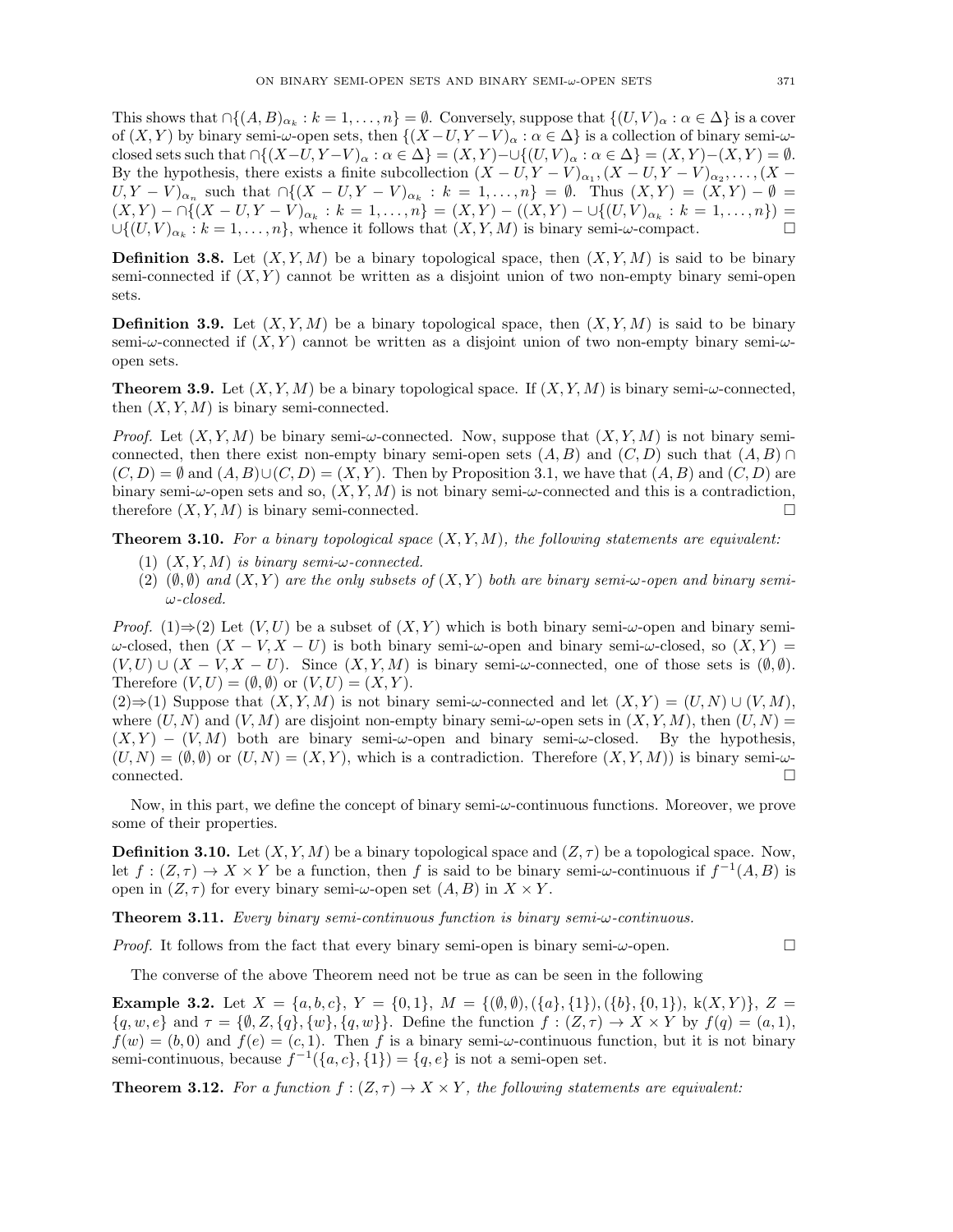This shows that $\cap\{(A,B)_{\alpha_k} : k = 1,\ldots,n\} = \emptyset$. Conversely, suppose that $\{(U,V)_\alpha : \alpha \in \Delta\}$ is a cover of $(X,Y)$ by binary semi-$\omega$-open sets, then $\{(X-U,Y-V)_\alpha : \alpha \in \Delta\}$ is a collection of binary semi-$\omega$-closed sets such that $\cap\{(X-U,Y-V)_\alpha : \alpha \in \Delta\} = (X,Y) - \cup\{(U,V)_\alpha : \alpha \in \Delta\} = (X,Y)-(X,Y) = \emptyset$. By the hypothesis, there exists a finite subcollection $(X-U,Y-V)_{\alpha_1}, (X-U,Y-V)_{\alpha_2}, \ldots, (X-U,Y-V)_{\alpha_n}$ such that $\cap\{(X-U,Y-V)_{\alpha_k} : k = 1,\ldots,n\} = \emptyset$. Thus $(X,Y) = (X,Y) - \emptyset = (X,Y) - \cap\{(X-U,Y-V)_{\alpha_k} : k = 1,\ldots,n\} = (X,Y) - ((X,Y) - \cup\{(U,V)_{\alpha_k} : k = 1,\ldots,n\}) = \cup\{(U,V)_{\alpha_k} : k = 1,\ldots,n\}$, whence it follows that $(X,Y,M)$ is binary semi-$\omega$-compact. □

**Definition 3.8.** Let $(X,Y,M)$ be a binary topological space, then $(X,Y,M)$ is said to be binary semi-connected if $(X,Y)$ cannot be written as a disjoint union of two non-empty binary semi-open sets.

**Definition 3.9.** Let $(X,Y,M)$ be a binary topological space, then $(X,Y,M)$ is said to be binary semi-$\omega$-connected if $(X,Y)$ cannot be written as a disjoint union of two non-empty binary semi-$\omega$-open sets.

**Theorem 3.9.** Let $(X,Y,M)$ be a binary topological space. If $(X,Y,M)$ is binary semi-$\omega$-connected, then $(X,Y,M)$ is binary semi-connected.

*Proof.* Let $(X,Y,M)$ be binary semi-$\omega$-connected. Now, suppose that $(X,Y,M)$ is not binary semi-connected, then there exist non-empty binary semi-open sets $(A,B)$ and $(C,D)$ such that $(A,B) \cap (C,D) = \emptyset$ and $(A,B) \cup (C,D) = (X,Y)$. Then by Proposition 3.1, we have that $(A,B)$ and $(C,D)$ are binary semi-$\omega$-open sets and so, $(X,Y,M)$ is not binary semi-$\omega$-connected and this is a contradiction, therefore $(X,Y,M)$ is binary semi-connected. □

**Theorem 3.10.** *For a binary topological space $(X,Y,M)$, the following statements are equivalent:*

1. *$(X,Y,M)$ is binary semi-$\omega$-connected.*
2. *$(\emptyset,\emptyset)$ and $(X,Y)$ are the only subsets of $(X,Y)$ both are binary semi-$\omega$-open and binary semi-$\omega$-closed.*

*Proof.* (1)⇒(2) Let $(V,U)$ be a subset of $(X,Y)$ which is both binary semi-$\omega$-open and binary semi-$\omega$-closed, then $(X-V,X-U)$ is both binary semi-$\omega$-open and binary semi-$\omega$-closed, so $(X,Y) = (V,U) \cup (X-V,X-U)$. Since $(X,Y,M)$ is binary semi-$\omega$-connected, one of those sets is $(\emptyset,\emptyset)$. Therefore $(V,U) = (\emptyset,\emptyset)$ or $(V,U) = (X,Y)$.

(2)⇒(1) Suppose that $(X,Y,M)$ is not binary semi-$\omega$-connected and let $(X,Y) = (U,N) \cup (V,M)$, where $(U,N)$ and $(V,M)$ are disjoint non-empty binary semi-$\omega$-open sets in $(X,Y,M)$, then $(U,N) = (X,Y) - (V,M)$ both are binary semi-$\omega$-open and binary semi-$\omega$-closed. By the hypothesis, $(U,N) = (\emptyset,\emptyset)$ or $(U,N) = (X,Y)$, which is a contradiction. Therefore $(X,Y,M))$ is binary semi-$\omega$-connected. □

Now, in this part, we define the concept of binary semi-$\omega$-continuous functions. Moreover, we prove some of their properties.

**Definition 3.10.** Let $(X,Y,M)$ be a binary topological space and $(Z,\tau)$ be a topological space. Now, let $f : (Z,\tau) \to X \times Y$ be a function, then $f$ is said to be binary semi-$\omega$-continuous if $f^{-1}(A,B)$ is open in $(Z,\tau)$ for every binary semi-$\omega$-open set $(A,B)$ in $X \times Y$.

**Theorem 3.11.** *Every binary semi-continuous function is binary semi-$\omega$-continuous.*

*Proof.* It follows from the fact that every binary semi-open is binary semi-$\omega$-open. □

The converse of the above Theorem need not be true as can be seen in the following

**Example 3.2.** Let $X = \{a,b,c\}$, $Y = \{0,1\}$, $M = \{(\emptyset,\emptyset), (\{a\},\{1\}), (\{b\},\{0,1\}), \text{k}(X,Y)\}$, $Z = \{q,w,e\}$ and $\tau = \{\emptyset, Z, \{q\}, \{w\}, \{q,w\}\}$. Define the function $f : (Z,\tau) \to X \times Y$ by $f(q) = (a,1)$, $f(w) = (b,0)$ and $f(e) = (c,1)$. Then $f$ is a binary semi-$\omega$-continuous function, but it is not binary semi-continuous, because $f^{-1}(\{a,c\},\{1\}) = \{q,e\}$ is not a semi-open set.

**Theorem 3.12.** *For a function $f : (Z,\tau) \to X \times Y$, the following statements are equivalent:*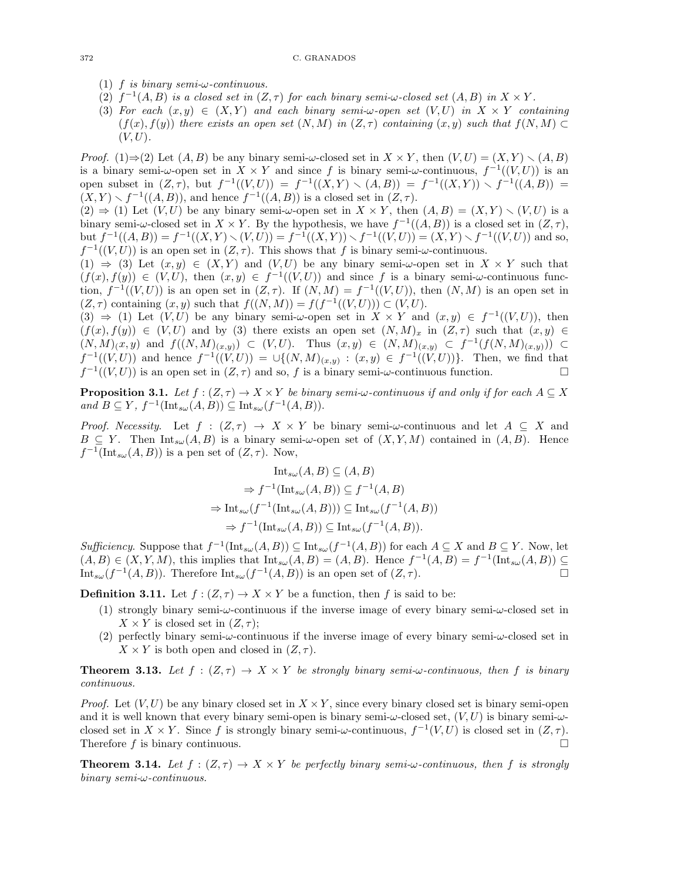(1) $f$ *is binary semi-$\omega$-continuous.*
(2) $f^{-1}(A, B)$ *is a closed set in* $(Z, \tau)$ *for each binary semi-$\omega$-closed set* $(A, B)$ *in* $X \times Y$.
(3) *For each* $(x, y) \in (X, Y)$ *and each binary semi-$\omega$-open set* $(V, U)$ *in* $X \times Y$ *containing* $(f(x), f(y))$ *there exists an open set* $(N, M)$ *in* $(Z, \tau)$ *containing* $(x, y)$ *such that* $f(N, M) \subset (V, U)$.

*Proof.* (1)⇒(2) Let $(A, B)$ be any binary semi-$\omega$-closed set in $X \times Y$, then $(V, U) = (X, Y) \setminus (A, B)$ is a binary semi-$\omega$-open set in $X \times Y$ and since $f$ is binary semi-$\omega$-continuous, $f^{-1}((V, U))$ is an open subset in $(Z, \tau)$, but $f^{-1}((V, U)) = f^{-1}((X, Y) \setminus (A, B)) = f^{-1}((X, Y)) \setminus f^{-1}((A, B)) = (X, Y) \setminus f^{-1}((A, B))$, and hence $f^{-1}((A, B))$ is a closed set in $(Z, \tau)$.
(2) ⇒ (1) Let $(V, U)$ be any binary semi-$\omega$-open set in $X \times Y$, then $(A, B) = (X, Y) \setminus (V, U)$ is a binary semi-$\omega$-closed set in $X \times Y$. By the hypothesis, we have $f^{-1}((A, B))$ is a closed set in $(Z, \tau)$, but $f^{-1}((A, B)) = f^{-1}((X, Y) \setminus (V, U)) = f^{-1}((X, Y)) \setminus f^{-1}((V, U)) = (X, Y) \setminus f^{-1}((V, U))$ and so, $f^{-1}((V, U))$ is an open set in $(Z, \tau)$. This shows that $f$ is binary semi-$\omega$-continuous.
(1) ⇒ (3) Let $(x, y) \in (X, Y)$ and $(V, U)$ be any binary semi-$\omega$-open set in $X \times Y$ such that $(f(x), f(y)) \in (V, U)$, then $(x, y) \in f^{-1}((V, U))$ and since $f$ is a binary semi-$\omega$-continuous function, $f^{-1}((V, U))$ is an open set in $(Z, \tau)$. If $(N, M) = f^{-1}((V, U))$, then $(N, M)$ is an open set in $(Z, \tau)$ containing $(x, y)$ such that $f((N, M)) = f(f^{-1}((V, U))) \subset (V, U)$.
(3) ⇒ (1) Let $(V, U)$ be any binary semi-$\omega$-open set in $X \times Y$ and $(x, y) \in f^{-1}((V, U))$, then $(f(x), f(y)) \in (V, U)$ and by (3) there exists an open set $(N, M)_x$ in $(Z, \tau)$ such that $(x, y) \in (N, M)_(x, y)$ and $f((N, M)_{(x,y)}) \subset (V, U)$. Thus $(x, y) \in (N, M)_{(x,y)} \subset f^{-1}(f(N, M)_{(x,y)})) \subset f^{-1}((V, U))$ and hence $f^{-1}((V, U)) = \cup\{(N, M)_{(x,y)} : (x, y) \in f^{-1}((V, U))\}$. Then, we find that $f^{-1}((V, U))$ is an open set in $(Z, \tau)$ and so, $f$ is a binary semi-$\omega$-continuous function. □

**Proposition 3.1.** *Let* $f : (Z, \tau) \to X \times Y$ *be binary semi-$\omega$-continuous if and only if for each* $A \subseteq X$ *and* $B \subseteq Y$, $f^{-1}(\mathrm{Int}_{s\omega}(A, B)) \subseteq \mathrm{Int}_{s\omega}(f^{-1}(A, B))$.

*Proof. Necessity.* Let $f : (Z, \tau) \to X \times Y$ be binary semi-$\omega$-continuous and let $A \subseteq X$ and $B \subseteq Y$. Then $\mathrm{Int}_{s\omega}(A, B)$ is a binary semi-$\omega$-open set of $(X, Y, M)$ contained in $(A, B)$. Hence $f^{-1}(\mathrm{Int}_{s\omega}(A, B))$ is a pen set of $(Z, \tau)$. Now,

$$\mathrm{Int}_{s\omega}(A, B) \subseteq (A, B)$$
$$\Rightarrow f^{-1}(\mathrm{Int}_{s\omega}(A, B)) \subseteq f^{-1}(A, B)$$
$$\Rightarrow \mathrm{Int}_{s\omega}(f^{-1}(\mathrm{Int}_{s\omega}(A, B))) \subseteq \mathrm{Int}_{s\omega}(f^{-1}(A, B))$$
$$\Rightarrow f^{-1}(\mathrm{Int}_{s\omega}(A, B)) \subseteq \mathrm{Int}_{s\omega}(f^{-1}(A, B)).$$

*Sufficiency.* Suppose that $f^{-1}(\mathrm{Int}_{s\omega}(A, B)) \subseteq \mathrm{Int}_{s\omega}(f^{-1}(A, B))$ for each $A \subseteq X$ and $B \subseteq Y$. Now, let $(A, B) \in (X, Y, M)$, this implies that $\mathrm{Int}_{s\omega}(A, B) = (A, B)$. Hence $f^{-1}(A, B) = f^{-1}(\mathrm{Int}_{s\omega}(A, B)) \subseteq \mathrm{Int}_{s\omega}(f^{-1}(A, B))$. Therefore $\mathrm{Int}_{s\omega}(f^{-1}(A, B))$ is an open set of $(Z, \tau)$. □

**Definition 3.11.** Let $f : (Z, \tau) \to X \times Y$ be a function, then $f$ is said to be:

(1) strongly binary semi-$\omega$-continuous if the inverse image of every binary semi-$\omega$-closed set in $X \times Y$ is closed set in $(Z, \tau)$;
(2) perfectly binary semi-$\omega$-continuous if the inverse image of every binary semi-$\omega$-closed set in $X \times Y$ is both open and closed in $(Z, \tau)$.

**Theorem 3.13.** *Let* $f : (Z, \tau) \to X \times Y$ *be strongly binary semi-$\omega$-continuous, then* $f$ *is binary continuous.*

*Proof.* Let $(V, U)$ be any binary closed set in $X \times Y$, since every binary closed set is binary semi-open and it is well known that every binary semi-open is binary semi-$\omega$-closed set, $(V, U)$ is binary semi-$\omega$-closed set in $X \times Y$. Since $f$ is strongly binary semi-$\omega$-continuous, $f^{-1}(V, U)$ is closed set in $(Z, \tau)$. Therefore $f$ is binary continuous. □

**Theorem 3.14.** *Let* $f : (Z, \tau) \to X \times Y$ *be perfectly binary semi-$\omega$-continuous, then* $f$ *is strongly binary semi-$\omega$-continuous.*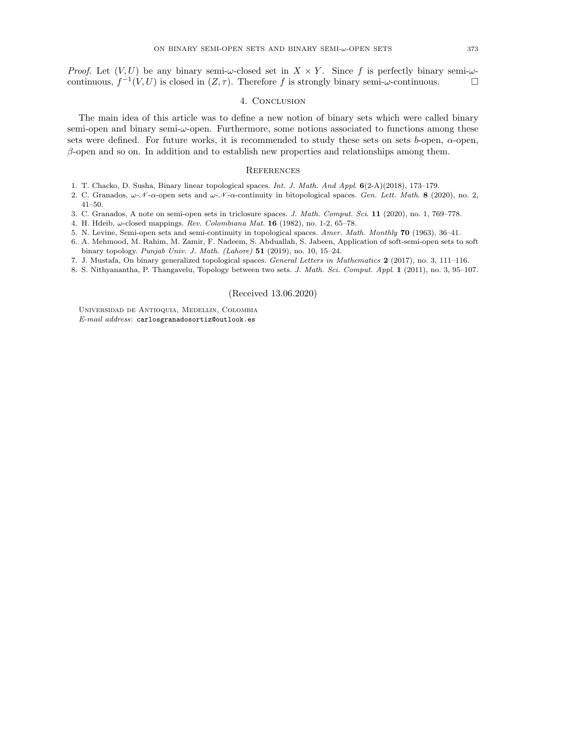*Proof.* Let $(V, U)$ be any binary semi-$\omega$-closed set in $X \times Y$. Since $f$ is perfectly binary semi-$\omega$-continuous, $f^{-1}(V, U)$ is closed in $(Z, \tau)$. Therefore $f$ is strongly binary semi-$\omega$-continuous. □

## 4. Conclusion

The main idea of this article was to define a new notion of binary sets which were called binary semi-open and binary semi-$\omega$-open. Furthermore, some notions associated to functions among these sets were defined. For future works, it is recommended to study these sets on sets $b$-open, $\alpha$-open, $\beta$-open and so on. In addition and to establish new properties and relationships among them.

## References

1. T. Chacko, D. Susha, Binary linear topological spaces. *Int. J. Math. And Appl.* **6**(2-A)(2018), 173–179.
2. C. Granados, $\omega$-$\mathscr{N}$-$\alpha$-open sets and $\omega$-$\mathscr{N}$-$\alpha$-continuity in bitopological spaces. *Gen. Lett. Math.* **8** (2020), no. 2, 41–50.
3. C. Granados, A note on semi-open sets in triclosure spaces. *J. Math. Comput. Sci.* **11** (2020), no. 1, 769–778.
4. H. Hdeib, $\omega$-closed mappings. *Rev. Colombiana Mat.* **16** (1982), no. 1-2, 65–78.
5. N. Levine, Semi-open sets and semi-continuity in topological spaces. *Amer. Math. Monthly* **70** (1963), 36–41.
6. A. Mehmood, M. Rahim, M. Zamir, F. Nadeem, S. Abduallah, S. Jabeen, Application of soft-semi-open sets to soft binary topology. *Punjab Univ. J. Math. (Lahore)* **51** (2019), no. 10, 15–24.
7. J. Mustafa, On binary generalized topological spaces. *General Letters in Mathematics* **2** (2017), no. 3, 111–116.
8. S. Nithyanantha, P. Thangavelu, Topology between two sets. *J. Math. Sci. Comput. Appl.* **1** (2011), no. 3, 95–107.

(Received 13.06.2020)

Universidad de Antioquia, Medellin, Colombia
*E-mail address:* carlosgranadosortiz@outlook.es